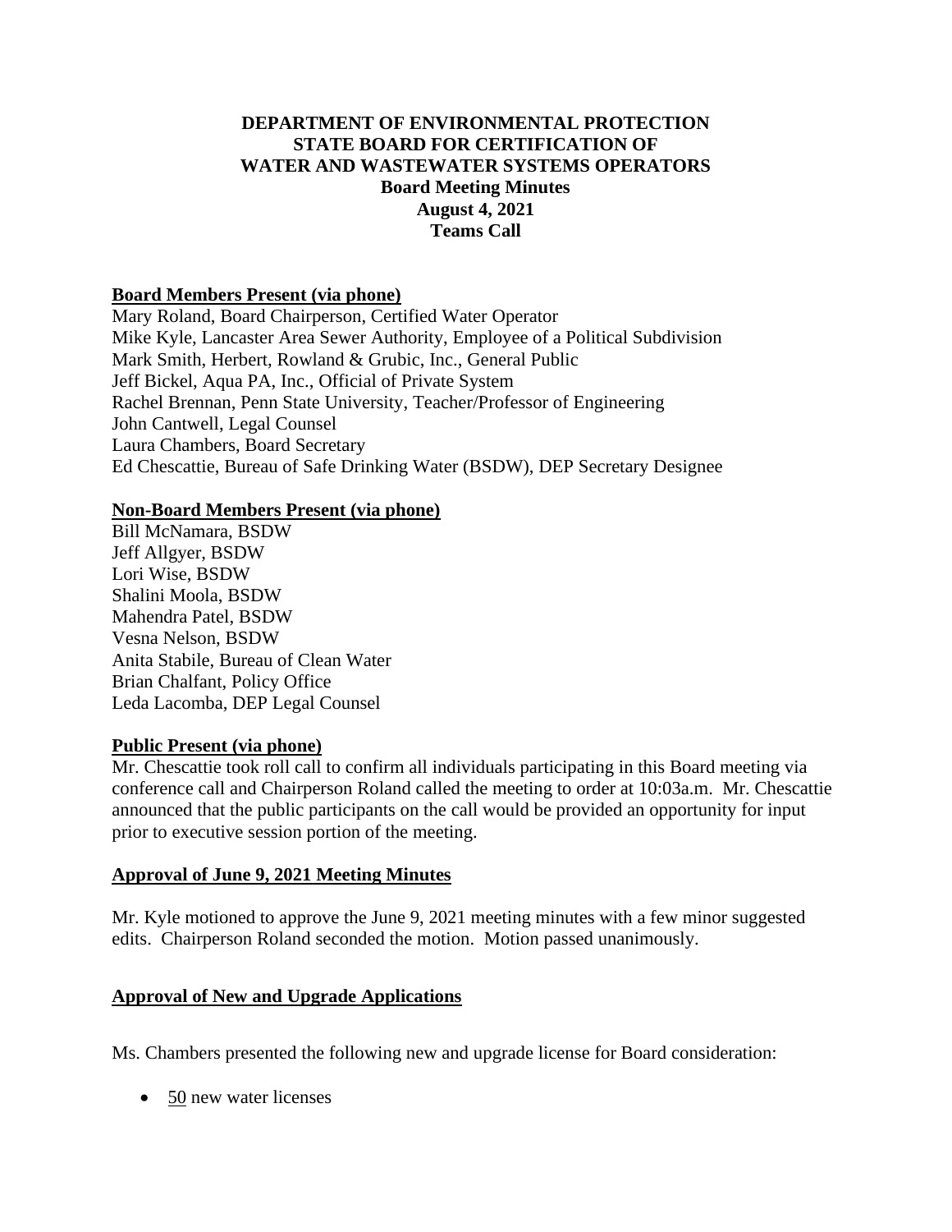# DEPARTMENT OF ENVIRONMENTAL PROTECTION
# STATE BOARD FOR CERTIFICATION OF
# WATER AND WASTEWATER SYSTEMS OPERATORS
## Board Meeting Minutes
## August 4, 2021
## Teams Call

**Board Members Present (via phone)**

Mary Roland, Board Chairperson, Certified Water Operator
Mike Kyle, Lancaster Area Sewer Authority, Employee of a Political Subdivision
Mark Smith, Herbert, Rowland & Grubic, Inc., General Public
Jeff Bickel, Aqua PA, Inc., Official of Private System
Rachel Brennan, Penn State University, Teacher/Professor of Engineering
John Cantwell, Legal Counsel
Laura Chambers, Board Secretary
Ed Chescattie, Bureau of Safe Drinking Water (BSDW), DEP Secretary Designee

**Non-Board Members Present (via phone)**

Bill McNamara, BSDW
Jeff Allgyer, BSDW
Lori Wise, BSDW
Shalini Moola, BSDW
Mahendra Patel, BSDW
Vesna Nelson, BSDW
Anita Stabile, Bureau of Clean Water
Brian Chalfant, Policy Office
Leda Lacomba, DEP Legal Counsel

**Public Present (via phone)**

Mr. Chescattie took roll call to confirm all individuals participating in this Board meeting via conference call and Chairperson Roland called the meeting to order at 10:03a.m. Mr. Chescattie announced that the public participants on the call would be provided an opportunity for input prior to executive session portion of the meeting.

**Approval of June 9, 2021 Meeting Minutes**

Mr. Kyle motioned to approve the June 9, 2021 meeting minutes with a few minor suggested edits. Chairperson Roland seconded the motion. Motion passed unanimously.

**Approval of New and Upgrade Applications**

Ms. Chambers presented the following new and upgrade license for Board consideration:

- 50 new water licenses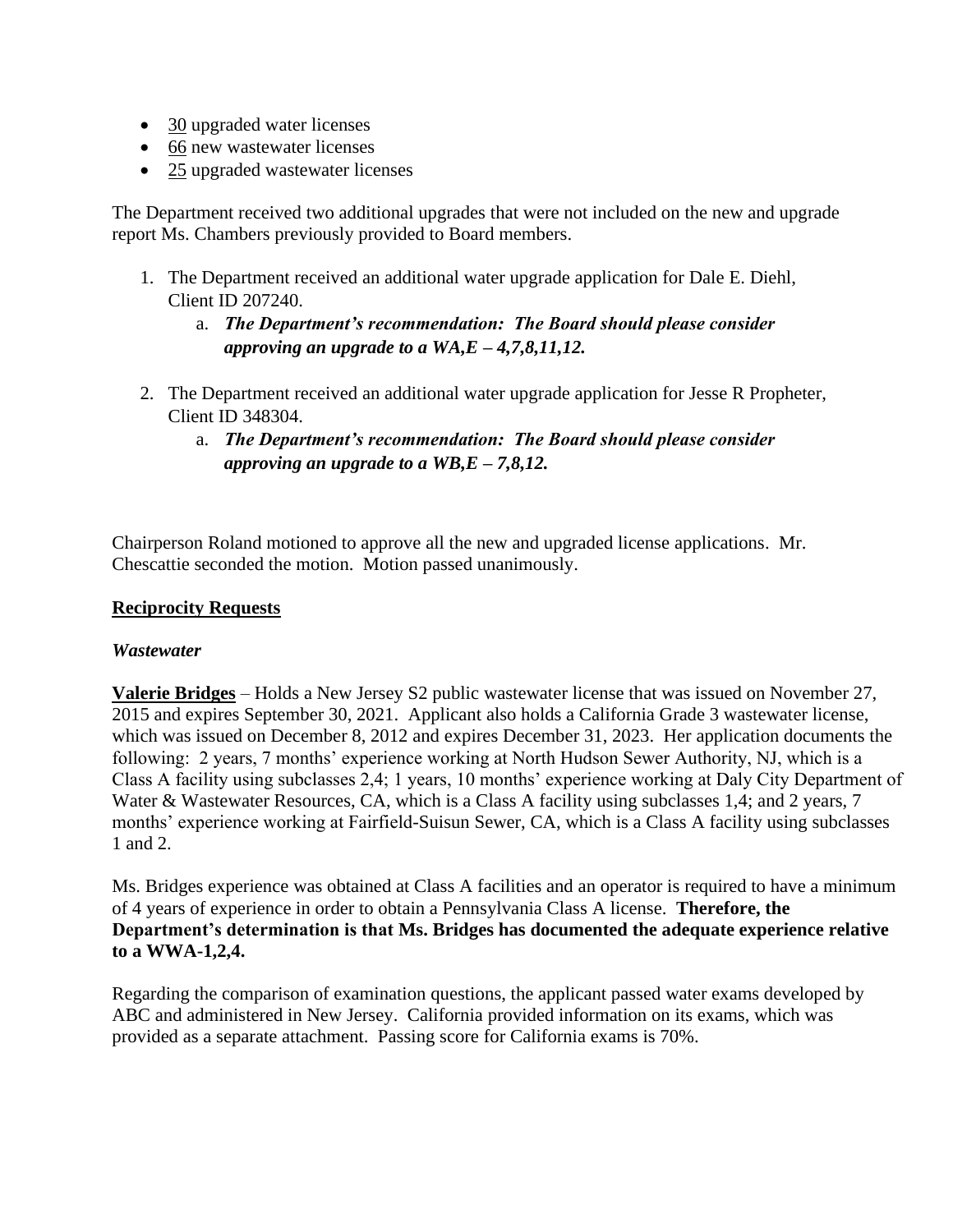- 30 upgraded water licenses
- 66 new wastewater licenses
- 25 upgraded wastewater licenses

The Department received two additional upgrades that were not included on the new and upgrade report Ms. Chambers previously provided to Board members.

1. The Department received an additional water upgrade application for Dale E. Diehl, Client ID 207240.
   a. ***The Department's recommendation: The Board should please consider approving an upgrade to a WA,E – 4,7,8,11,12.***

2. The Department received an additional water upgrade application for Jesse R Propheter, Client ID 348304.
   a. ***The Department's recommendation: The Board should please consider approving an upgrade to a WB,E – 7,8,12.***

Chairperson Roland motioned to approve all the new and upgraded license applications. Mr. Chescattie seconded the motion. Motion passed unanimously.

**Reciprocity Requests**

***Wastewater***

**Valerie Bridges** – Holds a New Jersey S2 public wastewater license that was issued on November 27, 2015 and expires September 30, 2021. Applicant also holds a California Grade 3 wastewater license, which was issued on December 8, 2012 and expires December 31, 2023. Her application documents the following: 2 years, 7 months' experience working at North Hudson Sewer Authority, NJ, which is a Class A facility using subclasses 2,4; 1 years, 10 months' experience working at Daly City Department of Water & Wastewater Resources, CA, which is a Class A facility using subclasses 1,4; and 2 years, 7 months' experience working at Fairfield-Suisun Sewer, CA, which is a Class A facility using subclasses 1 and 2.

Ms. Bridges experience was obtained at Class A facilities and an operator is required to have a minimum of 4 years of experience in order to obtain a Pennsylvania Class A license. **Therefore, the Department's determination is that Ms. Bridges has documented the adequate experience relative to a WWA-1,2,4.**

Regarding the comparison of examination questions, the applicant passed water exams developed by ABC and administered in New Jersey. California provided information on its exams, which was provided as a separate attachment. Passing score for California exams is 70%.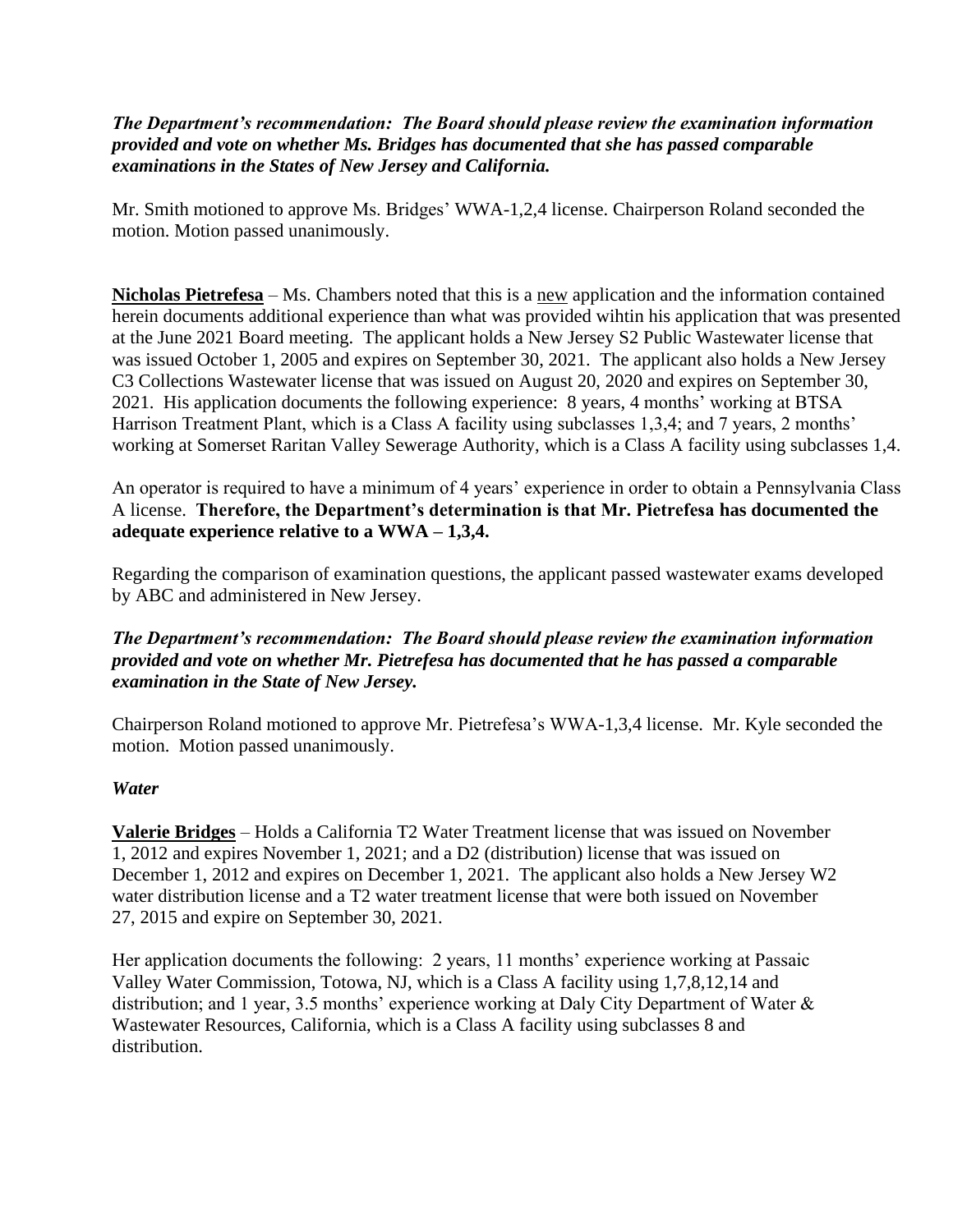***The Department's recommendation: The Board should please review the examination information provided and vote on whether Ms. Bridges has documented that she has passed comparable examinations in the States of New Jersey and California.***

Mr. Smith motioned to approve Ms. Bridges' WWA-1,2,4 license. Chairperson Roland seconded the motion. Motion passed unanimously.

**Nicholas Pietrefesa** – Ms. Chambers noted that this is a new application and the information contained herein documents additional experience than what was provided wihtin his application that was presented at the June 2021 Board meeting. The applicant holds a New Jersey S2 Public Wastewater license that was issued October 1, 2005 and expires on September 30, 2021. The applicant also holds a New Jersey C3 Collections Wastewater license that was issued on August 20, 2020 and expires on September 30, 2021. His application documents the following experience: 8 years, 4 months' working at BTSA Harrison Treatment Plant, which is a Class A facility using subclasses 1,3,4; and 7 years, 2 months' working at Somerset Raritan Valley Sewerage Authority, which is a Class A facility using subclasses 1,4.

An operator is required to have a minimum of 4 years' experience in order to obtain a Pennsylvania Class A license. **Therefore, the Department's determination is that Mr. Pietrefesa has documented the adequate experience relative to a WWA – 1,3,4.**

Regarding the comparison of examination questions, the applicant passed wastewater exams developed by ABC and administered in New Jersey.

***The Department's recommendation: The Board should please review the examination information provided and vote on whether Mr. Pietrefesa has documented that he has passed a comparable examination in the State of New Jersey.***

Chairperson Roland motioned to approve Mr. Pietrefesa's WWA-1,3,4 license. Mr. Kyle seconded the motion. Motion passed unanimously.

***Water***

**Valerie Bridges** – Holds a California T2 Water Treatment license that was issued on November 1, 2012 and expires November 1, 2021; and a D2 (distribution) license that was issued on December 1, 2012 and expires on December 1, 2021. The applicant also holds a New Jersey W2 water distribution license and a T2 water treatment license that were both issued on November 27, 2015 and expire on September 30, 2021.

Her application documents the following: 2 years, 11 months' experience working at Passaic Valley Water Commission, Totowa, NJ, which is a Class A facility using 1,7,8,12,14 and distribution; and 1 year, 3.5 months' experience working at Daly City Department of Water & Wastewater Resources, California, which is a Class A facility using subclasses 8 and distribution.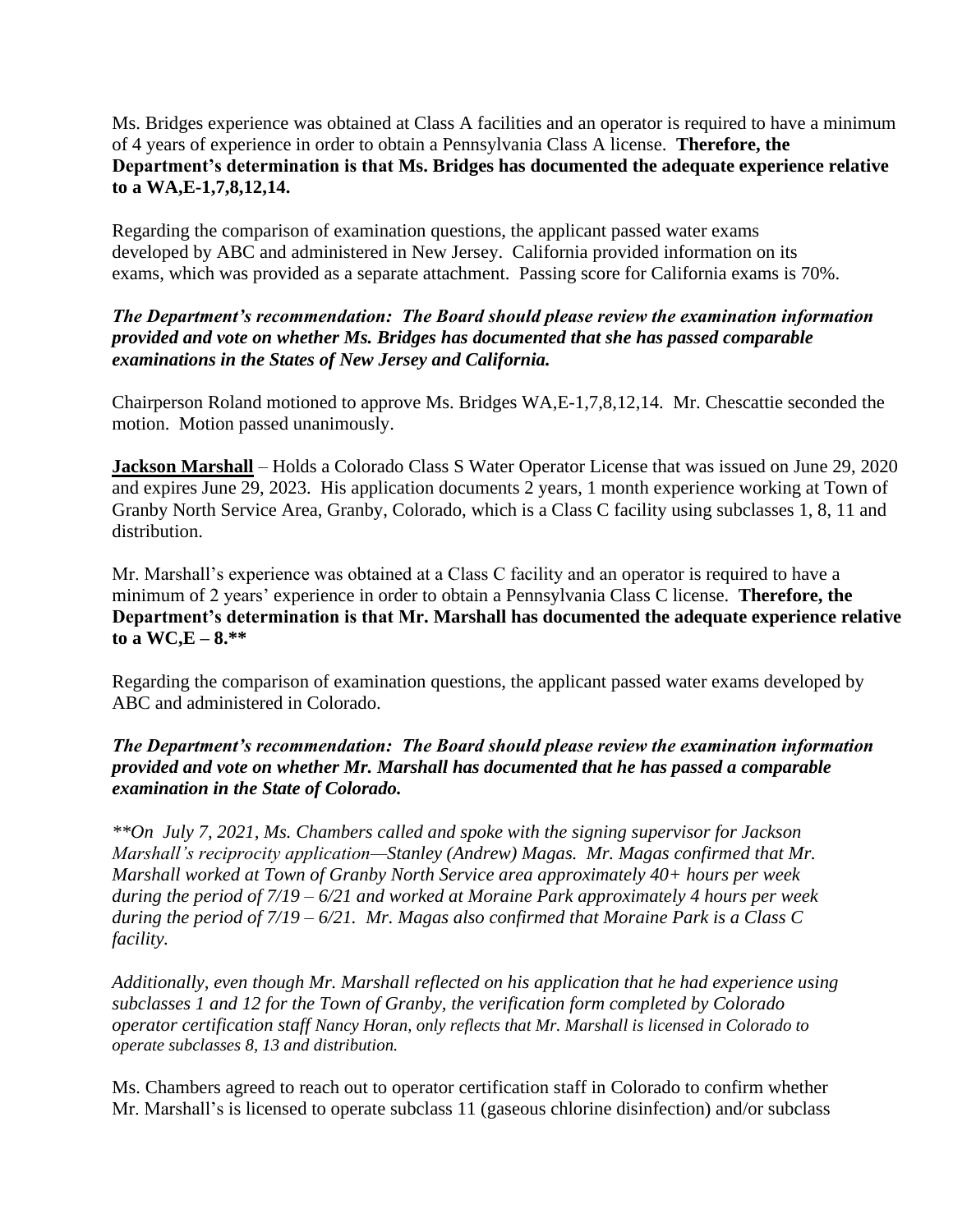Ms. Bridges experience was obtained at Class A facilities and an operator is required to have a minimum of 4 years of experience in order to obtain a Pennsylvania Class A license. **Therefore, the Department's determination is that Ms. Bridges has documented the adequate experience relative to a WA,E-1,7,8,12,14.**

Regarding the comparison of examination questions, the applicant passed water exams developed by ABC and administered in New Jersey. California provided information on its exams, which was provided as a separate attachment. Passing score for California exams is 70%.

***The Department's recommendation: The Board should please review the examination information provided and vote on whether Ms. Bridges has documented that she has passed comparable examinations in the States of New Jersey and California.***

Chairperson Roland motioned to approve Ms. Bridges WA,E-1,7,8,12,14. Mr. Chescattie seconded the motion. Motion passed unanimously.

**Jackson Marshall** – Holds a Colorado Class S Water Operator License that was issued on June 29, 2020 and expires June 29, 2023. His application documents 2 years, 1 month experience working at Town of Granby North Service Area, Granby, Colorado, which is a Class C facility using subclasses 1, 8, 11 and distribution.

Mr. Marshall's experience was obtained at a Class C facility and an operator is required to have a minimum of 2 years' experience in order to obtain a Pennsylvania Class C license. **Therefore, the Department's determination is that Mr. Marshall has documented the adequate experience relative to a WC,E – 8.****

Regarding the comparison of examination questions, the applicant passed water exams developed by ABC and administered in Colorado.

***The Department's recommendation: The Board should please review the examination information provided and vote on whether Mr. Marshall has documented that he has passed a comparable examination in the State of Colorado.***

*\*\*On July 7, 2021, Ms. Chambers called and spoke with the signing supervisor for Jackson Marshall's reciprocity application—Stanley (Andrew) Magas. Mr. Magas confirmed that Mr. Marshall worked at Town of Granby North Service area approximately 40+ hours per week during the period of 7/19 – 6/21 and worked at Moraine Park approximately 4 hours per week during the period of 7/19 – 6/21. Mr. Magas also confirmed that Moraine Park is a Class C facility.*

*Additionally, even though Mr. Marshall reflected on his application that he had experience using subclasses 1 and 12 for the Town of Granby, the verification form completed by Colorado operator certification staff Nancy Horan, only reflects that Mr. Marshall is licensed in Colorado to operate subclasses 8, 13 and distribution.*

Ms. Chambers agreed to reach out to operator certification staff in Colorado to confirm whether Mr. Marshall's is licensed to operate subclass 11 (gaseous chlorine disinfection) and/or subclass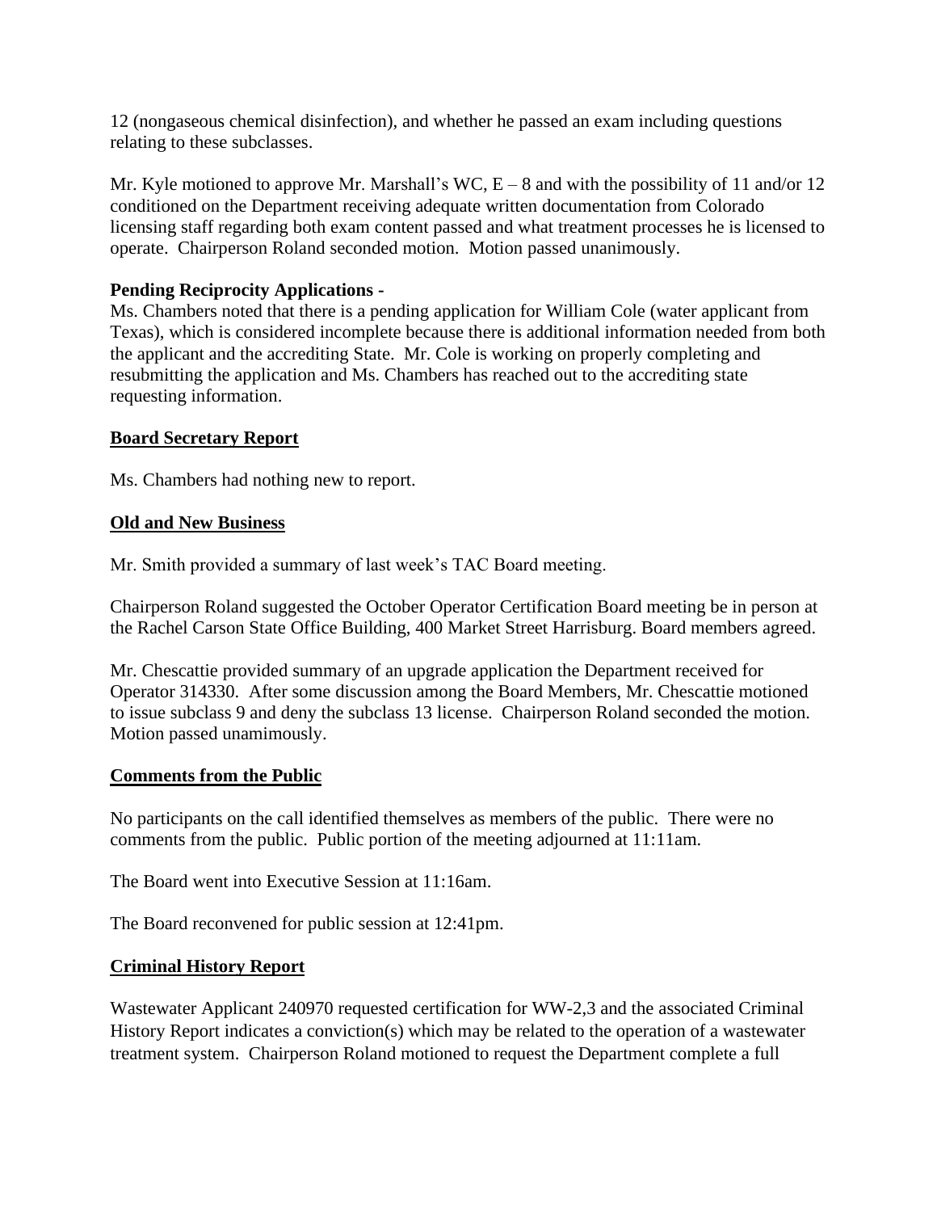12 (nongaseous chemical disinfection), and whether he passed an exam including questions relating to these subclasses.

Mr. Kyle motioned to approve Mr. Marshall's WC, E – 8 and with the possibility of 11 and/or 12 conditioned on the Department receiving adequate written documentation from Colorado licensing staff regarding both exam content passed and what treatment processes he is licensed to operate. Chairperson Roland seconded motion. Motion passed unanimously.

**Pending Reciprocity Applications -**

Ms. Chambers noted that there is a pending application for William Cole (water applicant from Texas), which is considered incomplete because there is additional information needed from both the applicant and the accrediting State. Mr. Cole is working on properly completing and resubmitting the application and Ms. Chambers has reached out to the accrediting state requesting information.

## Board Secretary Report

Ms. Chambers had nothing new to report.

## Old and New Business

Mr. Smith provided a summary of last week's TAC Board meeting.

Chairperson Roland suggested the October Operator Certification Board meeting be in person at the Rachel Carson State Office Building, 400 Market Street Harrisburg. Board members agreed.

Mr. Chescattie provided summary of an upgrade application the Department received for Operator 314330. After some discussion among the Board Members, Mr. Chescattie motioned to issue subclass 9 and deny the subclass 13 license. Chairperson Roland seconded the motion. Motion passed unamimously.

## Comments from the Public

No participants on the call identified themselves as members of the public. There were no comments from the public. Public portion of the meeting adjourned at 11:11am.

The Board went into Executive Session at 11:16am.

The Board reconvened for public session at 12:41pm.

## Criminal History Report

Wastewater Applicant 240970 requested certification for WW-2,3 and the associated Criminal History Report indicates a conviction(s) which may be related to the operation of a wastewater treatment system. Chairperson Roland motioned to request the Department complete a full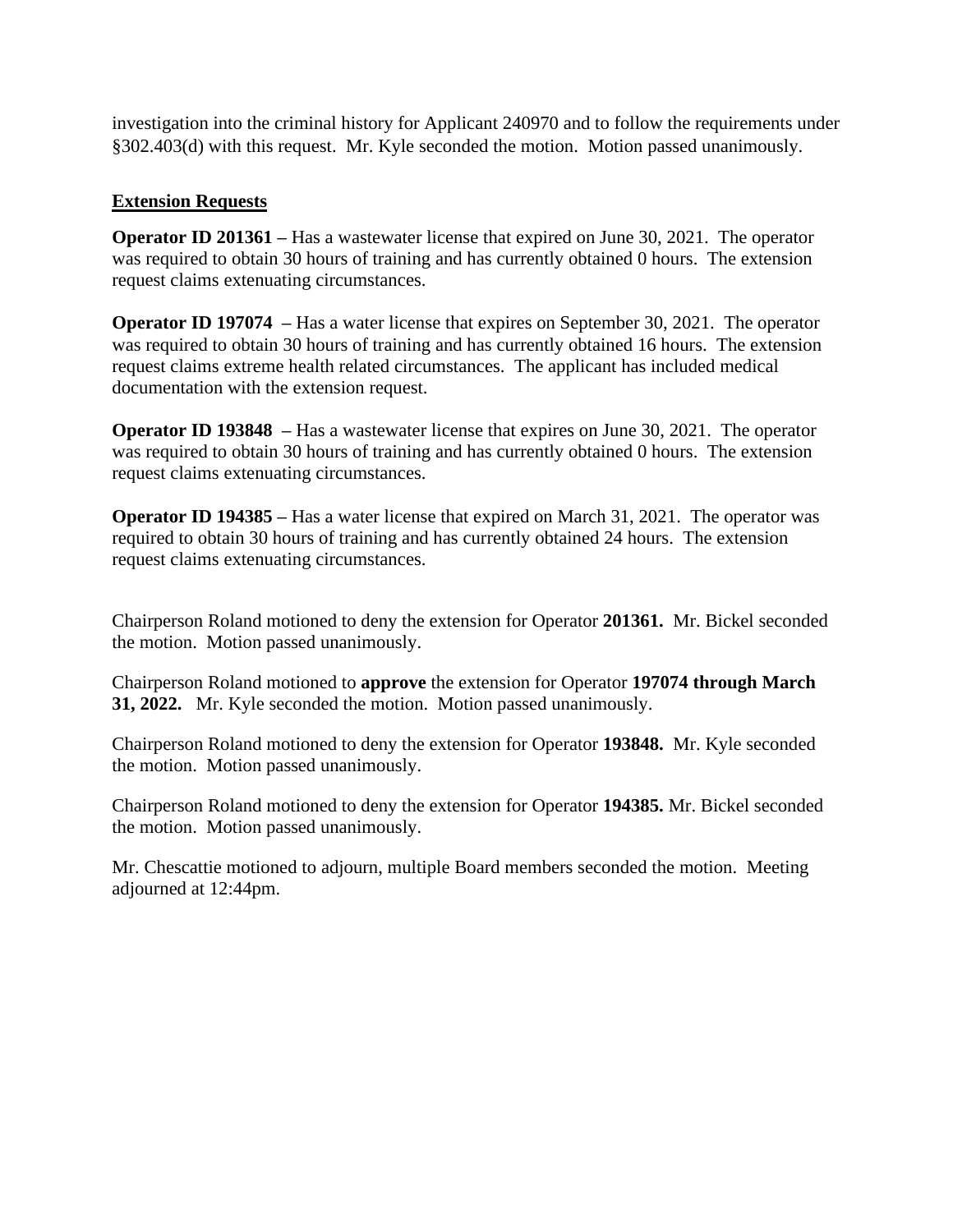investigation into the criminal history for Applicant 240970 and to follow the requirements under §302.403(d) with this request. Mr. Kyle seconded the motion. Motion passed unanimously.

**Extension Requests**

**Operator ID 201361** – Has a wastewater license that expired on June 30, 2021. The operator was required to obtain 30 hours of training and has currently obtained 0 hours. The extension request claims extenuating circumstances.

**Operator ID 197074** – Has a water license that expires on September 30, 2021. The operator was required to obtain 30 hours of training and has currently obtained 16 hours. The extension request claims extreme health related circumstances. The applicant has included medical documentation with the extension request.

**Operator ID 193848** – Has a wastewater license that expires on June 30, 2021. The operator was required to obtain 30 hours of training and has currently obtained 0 hours. The extension request claims extenuating circumstances.

**Operator ID 194385** – Has a water license that expired on March 31, 2021. The operator was required to obtain 30 hours of training and has currently obtained 24 hours. The extension request claims extenuating circumstances.

Chairperson Roland motioned to deny the extension for Operator **201361.** Mr. Bickel seconded the motion. Motion passed unanimously.

Chairperson Roland motioned to **approve** the extension for Operator **197074 through March 31, 2022.** Mr. Kyle seconded the motion. Motion passed unanimously.

Chairperson Roland motioned to deny the extension for Operator **193848.** Mr. Kyle seconded the motion. Motion passed unanimously.

Chairperson Roland motioned to deny the extension for Operator **194385.** Mr. Bickel seconded the motion. Motion passed unanimously.

Mr. Chescattie motioned to adjourn, multiple Board members seconded the motion. Meeting adjourned at 12:44pm.